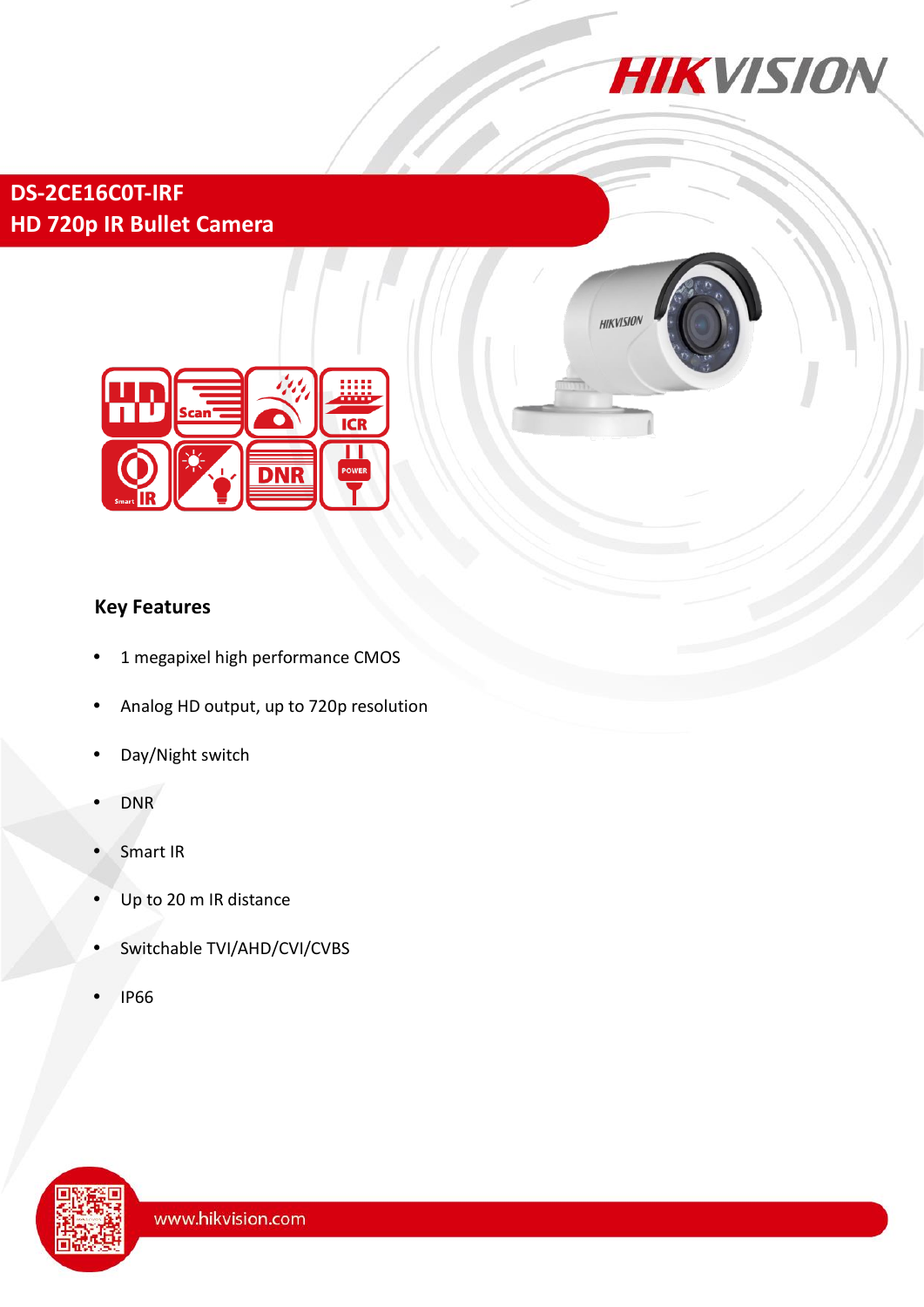# DS-2CE16C0T-IRF

## HD 720p IR Bullet Camera

### Key Features

- 1 megapixel high performance CMOS
- Analog HD output, up to 720p resolution
- Day/Night switch
- DNR
- Smart IR
- Up to 20 m IR distance
- Switchable TVI/AHD/CVI/CVBS
- IP66

www.hikvision.com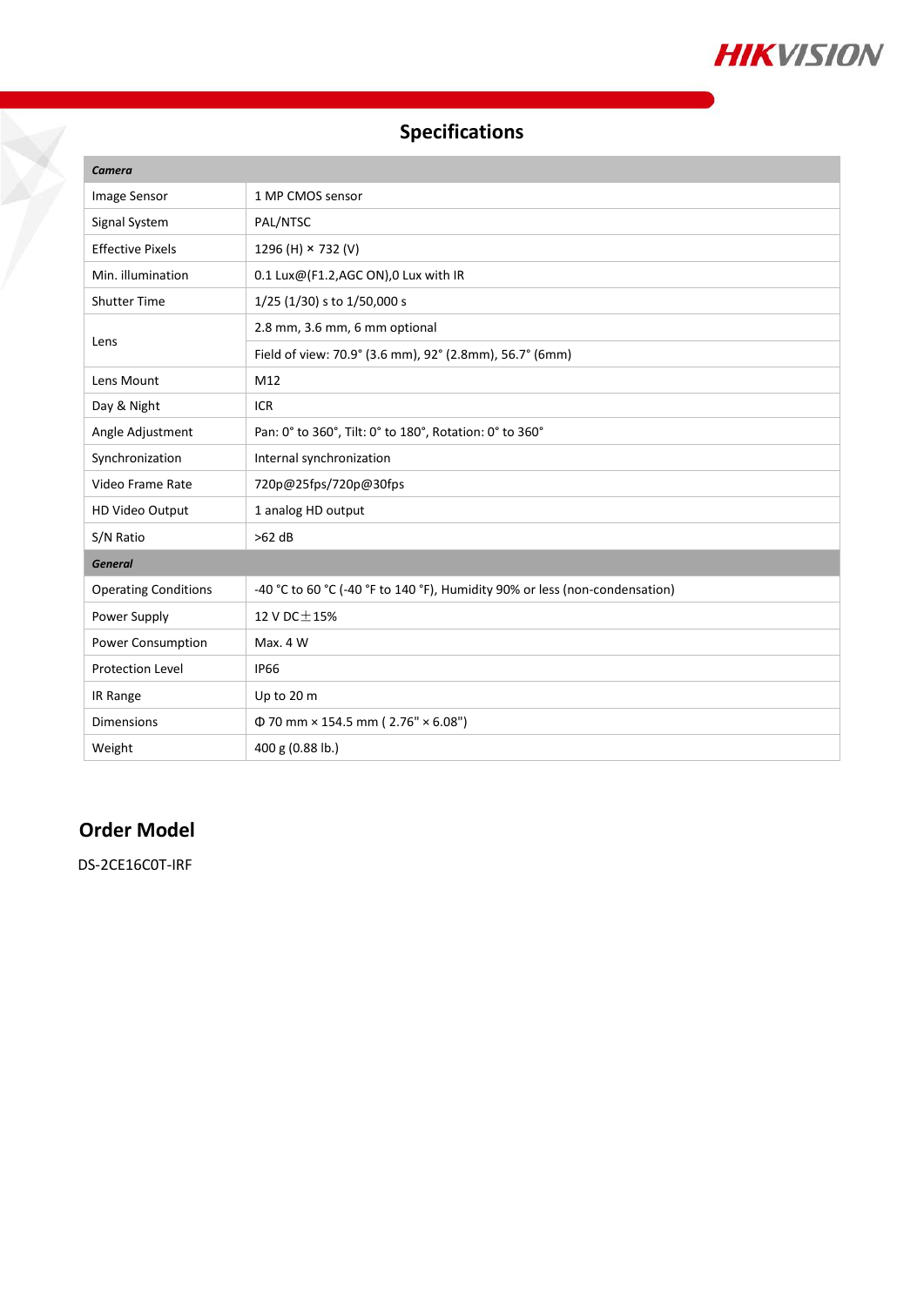## Specifications

| ***Camera*** | |
|---|---|
| Image Sensor | 1 MP CMOS sensor |
| Signal System | PAL/NTSC |
| Effective Pixels | 1296 (H) × 732 (V) |
| Min. illumination | 0.1 Lux@(F1.2,AGC ON),0 Lux with IR |
| Shutter Time | 1/25 (1/30) s to 1/50,000 s |
| Lens | 2.8 mm, 3.6 mm, 6 mm optional |
| | Field of view: 70.9° (3.6 mm), 92° (2.8mm), 56.7° (6mm) |
| Lens Mount | M12 |
| Day & Night | ICR |
| Angle Adjustment | Pan: 0° to 360°, Tilt: 0° to 180°, Rotation: 0° to 360° |
| Synchronization | Internal synchronization |
| Video Frame Rate | 720p@25fps/720p@30fps |
| HD Video Output | 1 analog HD output |
| S/N Ratio | >62 dB |
| ***General*** | |
| Operating Conditions | -40 °C to 60 °C (-40 °F to 140 °F), Humidity 90% or less (non-condensation) |
| Power Supply | 12 V DC±15% |
| Power Consumption | Max. 4 W |
| Protection Level | IP66 |
| IR Range | Up to 20 m |
| Dimensions | Φ 70 mm × 154.5 mm ( 2.76" × 6.08") |
| Weight | 400 g (0.88 lb.) |

## Order Model

DS-2CE16C0T-IRF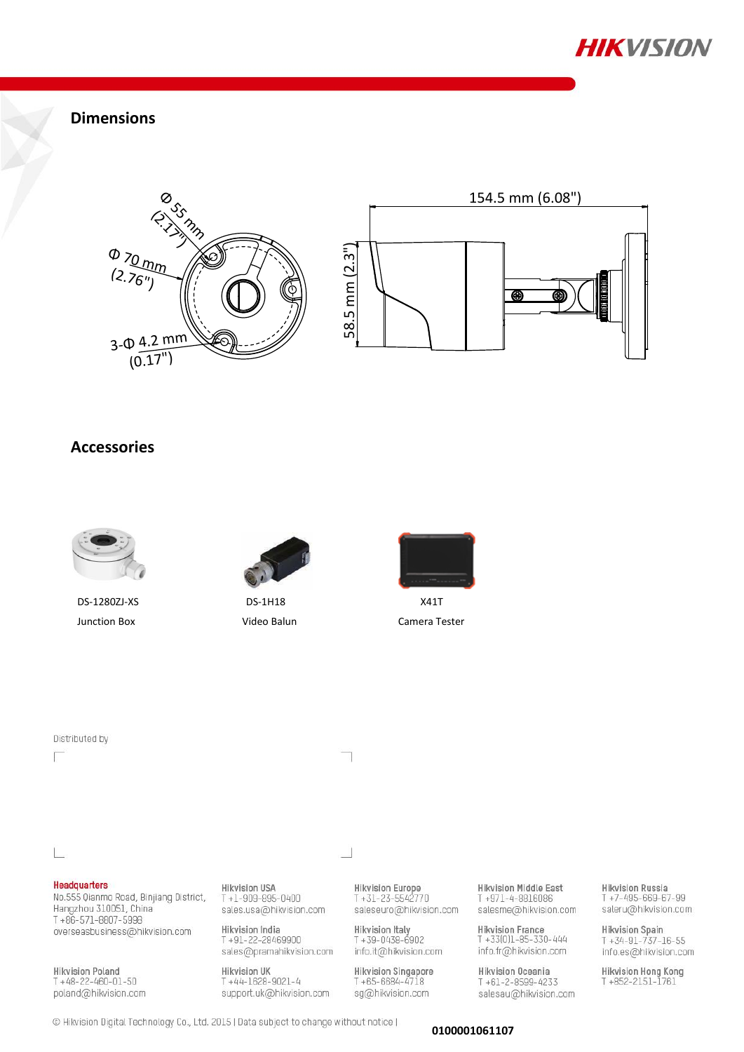## Dimensions

Φ 55 mm (2.17")

Φ 70 mm (2.76")

3-Φ 4.2 mm (0.17")

154.5 mm (6.08")

58.5 mm (2.3")

## Accessories

DS-1280ZJ-XS

Junction Box

DS-1H18

Video Balun

X41T

Camera Tester

Distributed by

**Headquarters**
No.555 Qianmo Road, Binjiang District, Hangzhou 310051, China
T +86-571-8807-5998
overseasbusiness@hikvision.com

**Hikvision USA**
T +1-909-895-0400
sales.usa@hikvision.com

**Hikvision India**
T +91-22-28469900
sales@pramahikvision.com

**Hikvision UK**
T +44-1628-9021-4
support.uk@hikvision.com

**Hikvision Europe**
T +31-23-5542770
saleseuro@hikvision.com

**Hikvision Italy**
T +39-0438-6902
info.it@hikvision.com

**Hikvision Singapore**
T +65-6684-4718
sg@hikvision.com

**Hikvision Middle East**
T +971-4-8816086
salesme@hikvision.com

**Hikvision France**
T +33(0)1-85-330-444
info.fr@hikvision.com

**Hikvision Oceania**
T +61-2-8599-4233
salesau@hikvision.com

**Hikvision Russia**
T +7-495-669-67-99
saleru@hikvision.com

**Hikvision Spain**
T +34-91-737-16-55
info.es@hikvision.com

**Hikvision Hong Kong**
T +852-2151-1761

**Hikvision Poland**
T +48-22-460-01-50
poland@hikvision.com

© Hikvision Digital Technology Co., Ltd. 2015 | Data subject to change without notice |

**0100001061107**